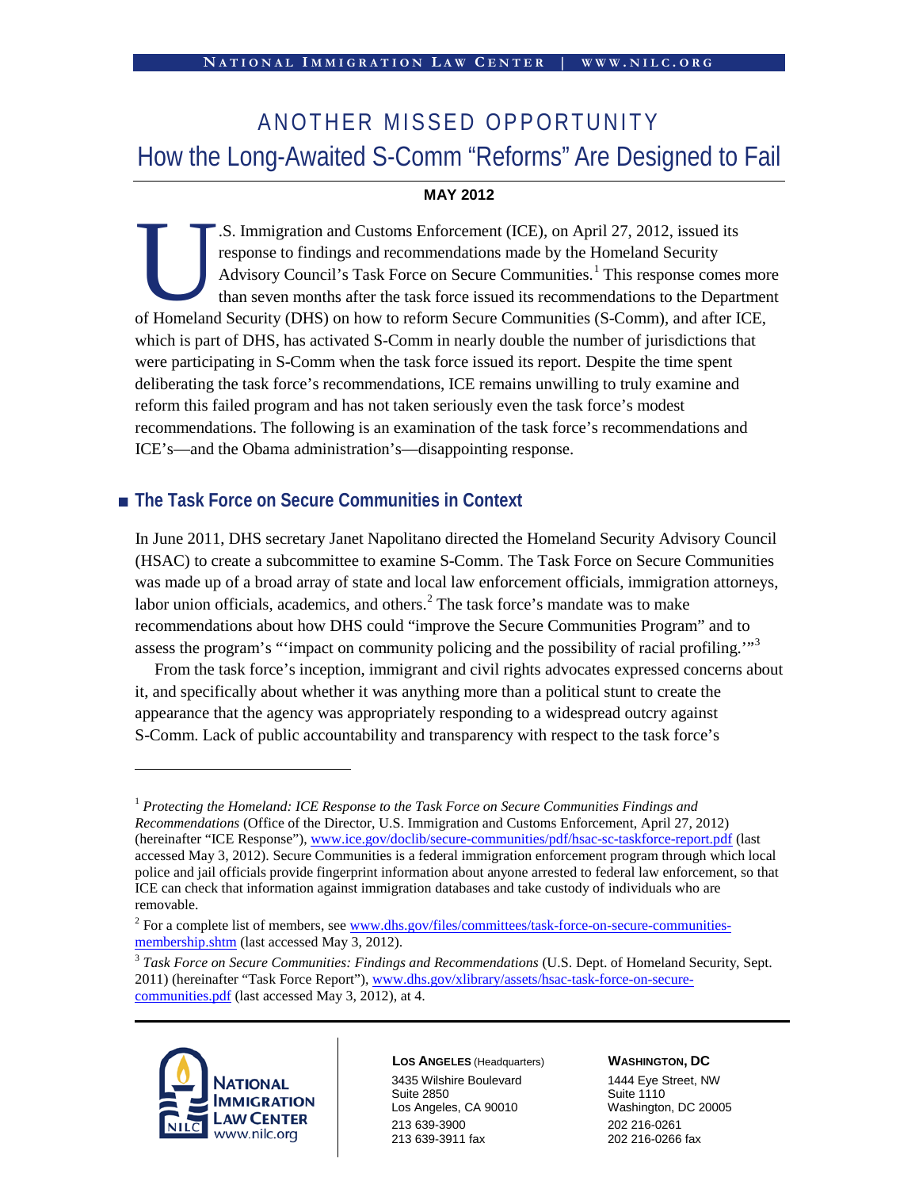# ANOTHER MISSED OPPORTUNITY

## How the Long-Awaited S-Comm "Reforms" Are Designed to Fail

**MAY 2012**

U.S. Immigration and Customs Enforcement (ICE), on April 27, 2012, issued its response to findings and recommendations made by the Homeland Security Advisory Council's Task Force on Secure Communities.[1] This response comes more than seven months after the task force issued its recommendations to the Department of Homeland Security (DHS) on how to reform Secure Communities (S-Comm), and after ICE, which is part of DHS, has activated S-Comm in nearly double the number of jurisdictions that were participating in S-Comm when the task force issued its report. Despite the time spent deliberating the task force's recommendations, ICE remains unwilling to truly examine and reform this failed program and has not taken seriously even the task force's modest recommendations. The following is an examination of the task force's recommendations and ICE's—and the Obama administration's—disappointing response.

### ■ The Task Force on Secure Communities in Context

In June 2011, DHS secretary Janet Napolitano directed the Homeland Security Advisory Council (HSAC) to create a subcommittee to examine S-Comm. The Task Force on Secure Communities was made up of a broad array of state and local law enforcement officials, immigration attorneys, labor union officials, academics, and others.[2] The task force's mandate was to make recommendations about how DHS could "improve the Secure Communities Program" and to assess the program's "'impact on community policing and the possibility of racial profiling.'"[3]

From the task force's inception, immigrant and civil rights advocates expressed concerns about it, and specifically about whether it was anything more than a political stunt to create the appearance that the agency was appropriately responding to a widespread outcry against S-Comm. Lack of public accountability and transparency with respect to the task force's

---

[1] *Protecting the Homeland: ICE Response to the Task Force on Secure Communities Findings and Recommendations* (Office of the Director, U.S. Immigration and Customs Enforcement, April 27, 2012) (hereinafter "ICE Response"), www.ice.gov/doclib/secure-communities/pdf/hsac-sc-taskforce-report.pdf (last accessed May 3, 2012). Secure Communities is a federal immigration enforcement program through which local police and jail officials provide fingerprint information about anyone arrested to federal law enforcement, so that ICE can check that information against immigration databases and take custody of individuals who are removable.

[2] For a complete list of members, see www.dhs.gov/files/committees/task-force-on-secure-communities-membership.shtm (last accessed May 3, 2012).

[3] *Task Force on Secure Communities: Findings and Recommendations* (U.S. Dept. of Homeland Security, Sept. 2011) (hereinafter "Task Force Report"), www.dhs.gov/xlibrary/assets/hsac-task-force-on-secure-communities.pdf (last accessed May 3, 2012), at 4.

---

**LOS ANGELES** (Headquarters)
3435 Wilshire Boulevard
Suite 2850
Los Angeles, CA 90010
213 639-3900
213 639-3911 fax

**WASHINGTON, DC**
1444 Eye Street, NW
Suite 1110
Washington, DC 20005
202 216-0261
202 216-0266 fax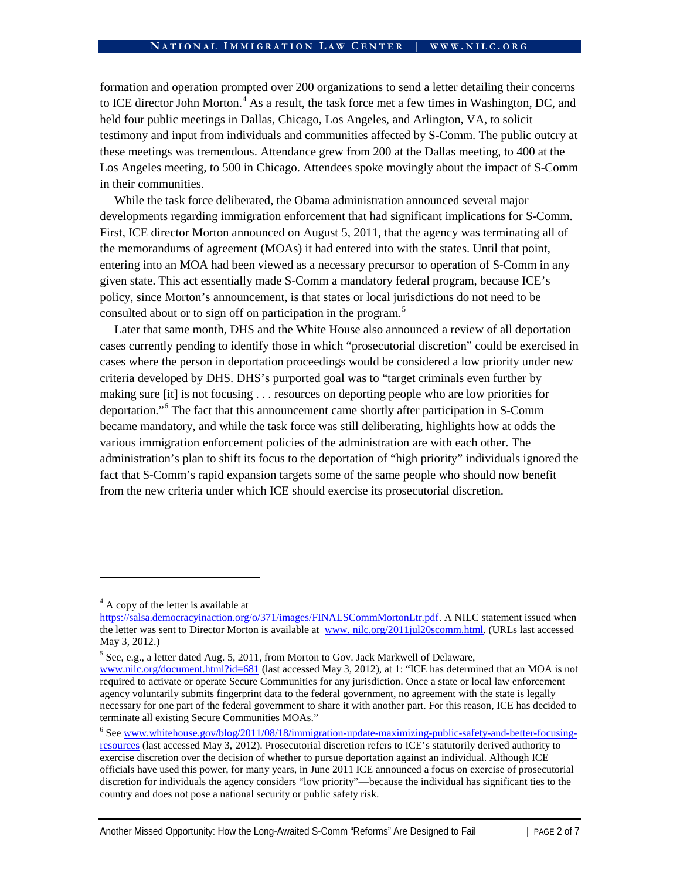formation and operation prompted over 200 organizations to send a letter detailing their concerns to ICE director John Morton.[4] As a result, the task force met a few times in Washington, DC, and held four public meetings in Dallas, Chicago, Los Angeles, and Arlington, VA, to solicit testimony and input from individuals and communities affected by S-Comm. The public outcry at these meetings was tremendous. Attendance grew from 200 at the Dallas meeting, to 400 at the Los Angeles meeting, to 500 in Chicago. Attendees spoke movingly about the impact of S-Comm in their communities.

While the task force deliberated, the Obama administration announced several major developments regarding immigration enforcement that had significant implications for S-Comm. First, ICE director Morton announced on August 5, 2011, that the agency was terminating all of the memorandums of agreement (MOAs) it had entered into with the states. Until that point, entering into an MOA had been viewed as a necessary precursor to operation of S-Comm in any given state. This act essentially made S-Comm a mandatory federal program, because ICE's policy, since Morton's announcement, is that states or local jurisdictions do not need to be consulted about or to sign off on participation in the program.[5]

Later that same month, DHS and the White House also announced a review of all deportation cases currently pending to identify those in which "prosecutorial discretion" could be exercised in cases where the person in deportation proceedings would be considered a low priority under new criteria developed by DHS. DHS's purported goal was to "target criminals even further by making sure [it] is not focusing . . . resources on deporting people who are low priorities for deportation."[6] The fact that this announcement came shortly after participation in S-Comm became mandatory, and while the task force was still deliberating, highlights how at odds the various immigration enforcement policies of the administration are with each other. The administration's plan to shift its focus to the deportation of "high priority" individuals ignored the fact that S-Comm's rapid expansion targets some of the same people who should now benefit from the new criteria under which ICE should exercise its prosecutorial discretion.

---

[4] A copy of the letter is available at https://salsa.democracyinaction.org/o/371/images/FINALSCommMortonLtr.pdf. A NILC statement issued when the letter was sent to Director Morton is available at www. nilc.org/2011jul20scomm.html. (URLs last accessed May 3, 2012.)

[5] See, e.g., a letter dated Aug. 5, 2011, from Morton to Gov. Jack Markwell of Delaware, www.nilc.org/document.html?id=681 (last accessed May 3, 2012), at 1: "ICE has determined that an MOA is not required to activate or operate Secure Communities for any jurisdiction. Once a state or local law enforcement agency voluntarily submits fingerprint data to the federal government, no agreement with the state is legally necessary for one part of the federal government to share it with another part. For this reason, ICE has decided to terminate all existing Secure Communities MOAs."

[6] See www.whitehouse.gov/blog/2011/08/18/immigration-update-maximizing-public-safety-and-better-focusing-resources (last accessed May 3, 2012). Prosecutorial discretion refers to ICE's statutorily derived authority to exercise discretion over the decision of whether to pursue deportation against an individual. Although ICE officials have used this power, for many years, in June 2011 ICE announced a focus on exercise of prosecutorial discretion for individuals the agency considers "low priority"—because the individual has significant ties to the country and does not pose a national security or public safety risk.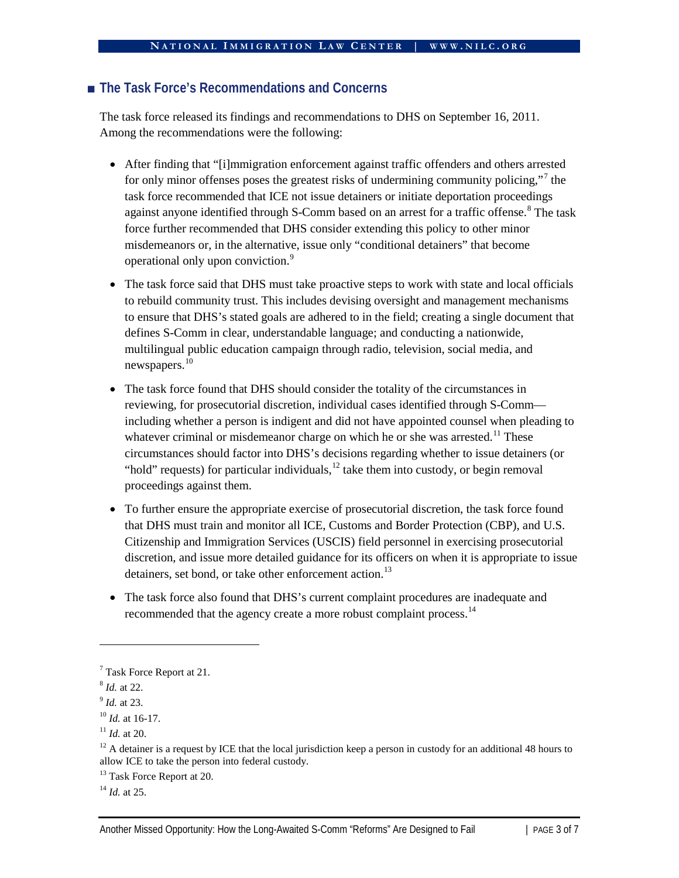## ■ The Task Force's Recommendations and Concerns

The task force released its findings and recommendations to DHS on September 16, 2011. Among the recommendations were the following:

- After finding that "[i]mmigration enforcement against traffic offenders and others arrested for only minor offenses poses the greatest risks of undermining community policing,"[7] the task force recommended that ICE not issue detainers or initiate deportation proceedings against anyone identified through S-Comm based on an arrest for a traffic offense.[8] The task force further recommended that DHS consider extending this policy to other minor misdemeanors or, in the alternative, issue only "conditional detainers" that become operational only upon conviction.[9]

- The task force said that DHS must take proactive steps to work with state and local officials to rebuild community trust. This includes devising oversight and management mechanisms to ensure that DHS's stated goals are adhered to in the field; creating a single document that defines S-Comm in clear, understandable language; and conducting a nationwide, multilingual public education campaign through radio, television, social media, and newspapers.[10]

- The task force found that DHS should consider the totality of the circumstances in reviewing, for prosecutorial discretion, individual cases identified through S-Comm—including whether a person is indigent and did not have appointed counsel when pleading to whatever criminal or misdemeanor charge on which he or she was arrested.[11] These circumstances should factor into DHS's decisions regarding whether to issue detainers (or "hold" requests) for particular individuals,[12] take them into custody, or begin removal proceedings against them.

- To further ensure the appropriate exercise of prosecutorial discretion, the task force found that DHS must train and monitor all ICE, Customs and Border Protection (CBP), and U.S. Citizenship and Immigration Services (USCIS) field personnel in exercising prosecutorial discretion, and issue more detailed guidance for its officers on when it is appropriate to issue detainers, set bond, or take other enforcement action.[13]

- The task force also found that DHS's current complaint procedures are inadequate and recommended that the agency create a more robust complaint process.[14]

---

[7] Task Force Report at 21.

[8] *Id.* at 22.

[9] *Id.* at 23.

[10] *Id.* at 16-17.

[11] *Id.* at 20.

[12] A detainer is a request by ICE that the local jurisdiction keep a person in custody for an additional 48 hours to allow ICE to take the person into federal custody.

[13] Task Force Report at 20.

[14] *Id.* at 25.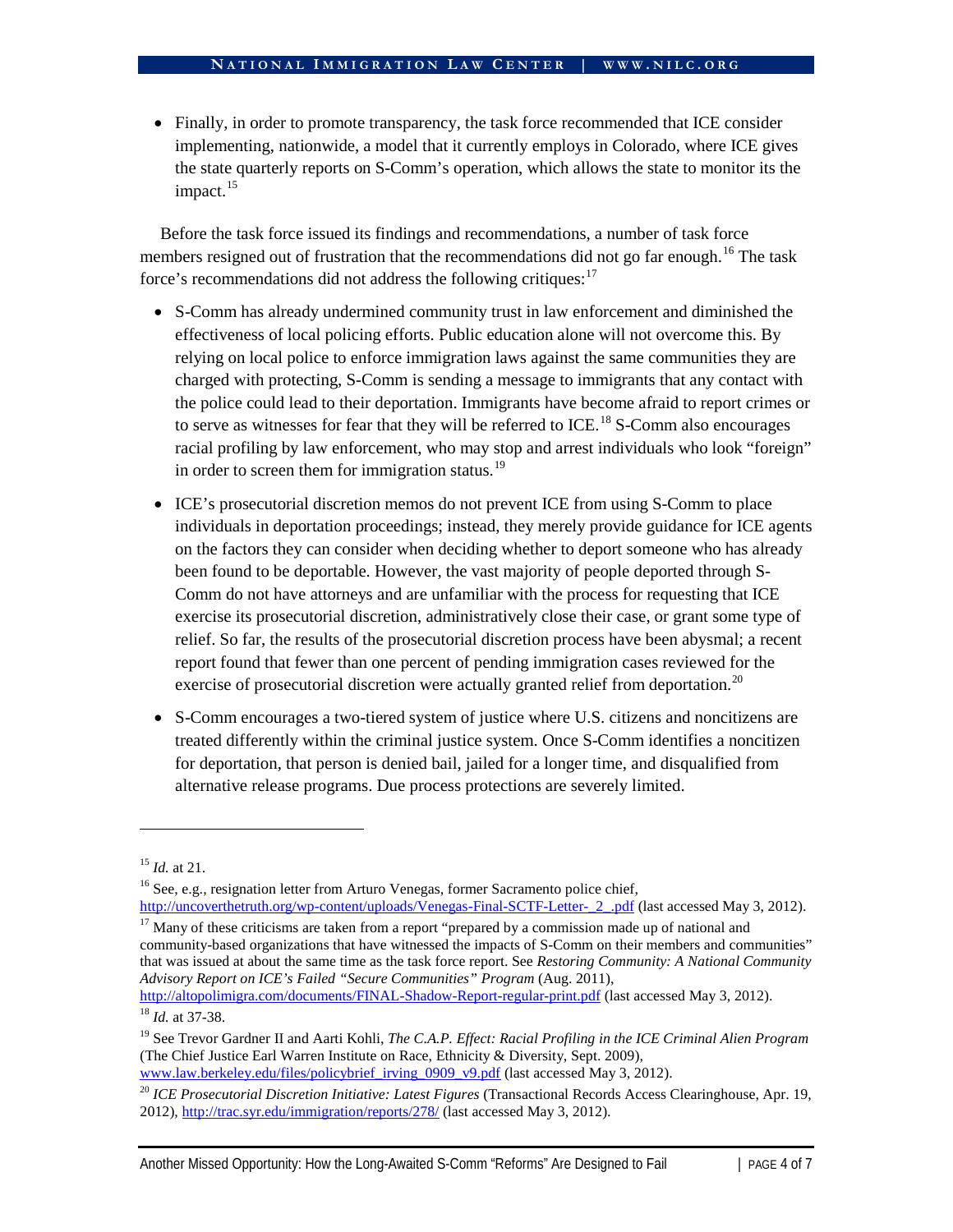- Finally, in order to promote transparency, the task force recommended that ICE consider implementing, nationwide, a model that it currently employs in Colorado, where ICE gives the state quarterly reports on S-Comm's operation, which allows the state to monitor its the impact.[15]

Before the task force issued its findings and recommendations, a number of task force members resigned out of frustration that the recommendations did not go far enough.[16] The task force's recommendations did not address the following critiques:[17]

- S-Comm has already undermined community trust in law enforcement and diminished the effectiveness of local policing efforts. Public education alone will not overcome this. By relying on local police to enforce immigration laws against the same communities they are charged with protecting, S-Comm is sending a message to immigrants that any contact with the police could lead to their deportation. Immigrants have become afraid to report crimes or to serve as witnesses for fear that they will be referred to ICE.[18] S-Comm also encourages racial profiling by law enforcement, who may stop and arrest individuals who look "foreign" in order to screen them for immigration status.[19]
- ICE's prosecutorial discretion memos do not prevent ICE from using S-Comm to place individuals in deportation proceedings; instead, they merely provide guidance for ICE agents on the factors they can consider when deciding whether to deport someone who has already been found to be deportable. However, the vast majority of people deported through S-Comm do not have attorneys and are unfamiliar with the process for requesting that ICE exercise its prosecutorial discretion, administratively close their case, or grant some type of relief. So far, the results of the prosecutorial discretion process have been abysmal; a recent report found that fewer than one percent of pending immigration cases reviewed for the exercise of prosecutorial discretion were actually granted relief from deportation.[20]
- S-Comm encourages a two-tiered system of justice where U.S. citizens and noncitizens are treated differently within the criminal justice system. Once S-Comm identifies a noncitizen for deportation, that person is denied bail, jailed for a longer time, and disqualified from alternative release programs. Due process protections are severely limited.

---

[15] *Id.* at 21.

[16] See, e.g., resignation letter from Arturo Venegas, former Sacramento police chief, http://uncoverthetruth.org/wp-content/uploads/Venegas-Final-SCTF-Letter-_2_.pdf (last accessed May 3, 2012).

[17] Many of these criticisms are taken from a report "prepared by a commission made up of national and community-based organizations that have witnessed the impacts of S-Comm on their members and communities" that was issued at about the same time as the task force report. See *Restoring Community: A National Community Advisory Report on ICE's Failed "Secure Communities" Program* (Aug. 2011), http://altopolimigra.com/documents/FINAL-Shadow-Report-regular-print.pdf (last accessed May 3, 2012).

[18] *Id.* at 37-38.

[19] See Trevor Gardner II and Aarti Kohli, *The C.A.P. Effect: Racial Profiling in the ICE Criminal Alien Program* (The Chief Justice Earl Warren Institute on Race, Ethnicity & Diversity, Sept. 2009), www.law.berkeley.edu/files/policybrief_irving_0909_v9.pdf (last accessed May 3, 2012).

[20] *ICE Prosecutorial Discretion Initiative: Latest Figures* (Transactional Records Access Clearinghouse, Apr. 19, 2012), http://trac.syr.edu/immigration/reports/278/ (last accessed May 3, 2012).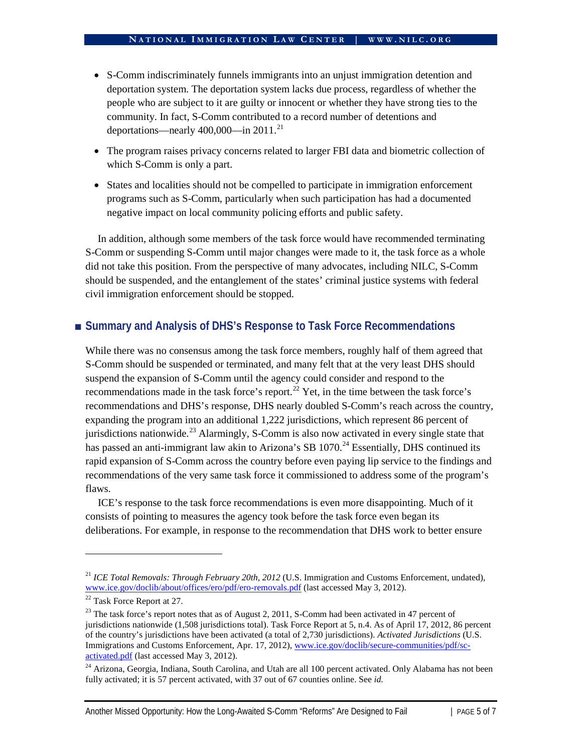- S-Comm indiscriminately funnels immigrants into an unjust immigration detention and deportation system. The deportation system lacks due process, regardless of whether the people who are subject to it are guilty or innocent or whether they have strong ties to the community. In fact, S-Comm contributed to a record number of detentions and deportations—nearly 400,000—in 2011.[21]
- The program raises privacy concerns related to larger FBI data and biometric collection of which S-Comm is only a part.
- States and localities should not be compelled to participate in immigration enforcement programs such as S-Comm, particularly when such participation has had a documented negative impact on local community policing efforts and public safety.

In addition, although some members of the task force would have recommended terminating S-Comm or suspending S-Comm until major changes were made to it, the task force as a whole did not take this position. From the perspective of many advocates, including NILC, S-Comm should be suspended, and the entanglement of the states' criminal justice systems with federal civil immigration enforcement should be stopped.

## Summary and Analysis of DHS's Response to Task Force Recommendations

While there was no consensus among the task force members, roughly half of them agreed that S-Comm should be suspended or terminated, and many felt that at the very least DHS should suspend the expansion of S-Comm until the agency could consider and respond to the recommendations made in the task force's report.[22] Yet, in the time between the task force's recommendations and DHS's response, DHS nearly doubled S-Comm's reach across the country, expanding the program into an additional 1,222 jurisdictions, which represent 86 percent of jurisdictions nationwide.[23] Alarmingly, S-Comm is also now activated in every single state that has passed an anti-immigrant law akin to Arizona's SB 1070.[24] Essentially, DHS continued its rapid expansion of S-Comm across the country before even paying lip service to the findings and recommendations of the very same task force it commissioned to address some of the program's flaws.

ICE's response to the task force recommendations is even more disappointing. Much of it consists of pointing to measures the agency took before the task force even began its deliberations. For example, in response to the recommendation that DHS work to better ensure

---

[21] *ICE Total Removals: Through February 20th, 2012* (U.S. Immigration and Customs Enforcement, undated), www.ice.gov/doclib/about/offices/ero/pdf/ero-removals.pdf (last accessed May 3, 2012).

[22] Task Force Report at 27.

[23] The task force's report notes that as of August 2, 2011, S-Comm had been activated in 47 percent of jurisdictions nationwide (1,508 jurisdictions total). Task Force Report at 5, n.4. As of April 17, 2012, 86 percent of the country's jurisdictions have been activated (a total of 2,730 jurisdictions). *Activated Jurisdictions* (U.S. Immigrations and Customs Enforcement, Apr. 17, 2012), www.ice.gov/doclib/secure-communities/pdf/sc-activated.pdf (last accessed May 3, 2012).

[24] Arizona, Georgia, Indiana, South Carolina, and Utah are all 100 percent activated. Only Alabama has not been fully activated; it is 57 percent activated, with 37 out of 67 counties online. See *id.*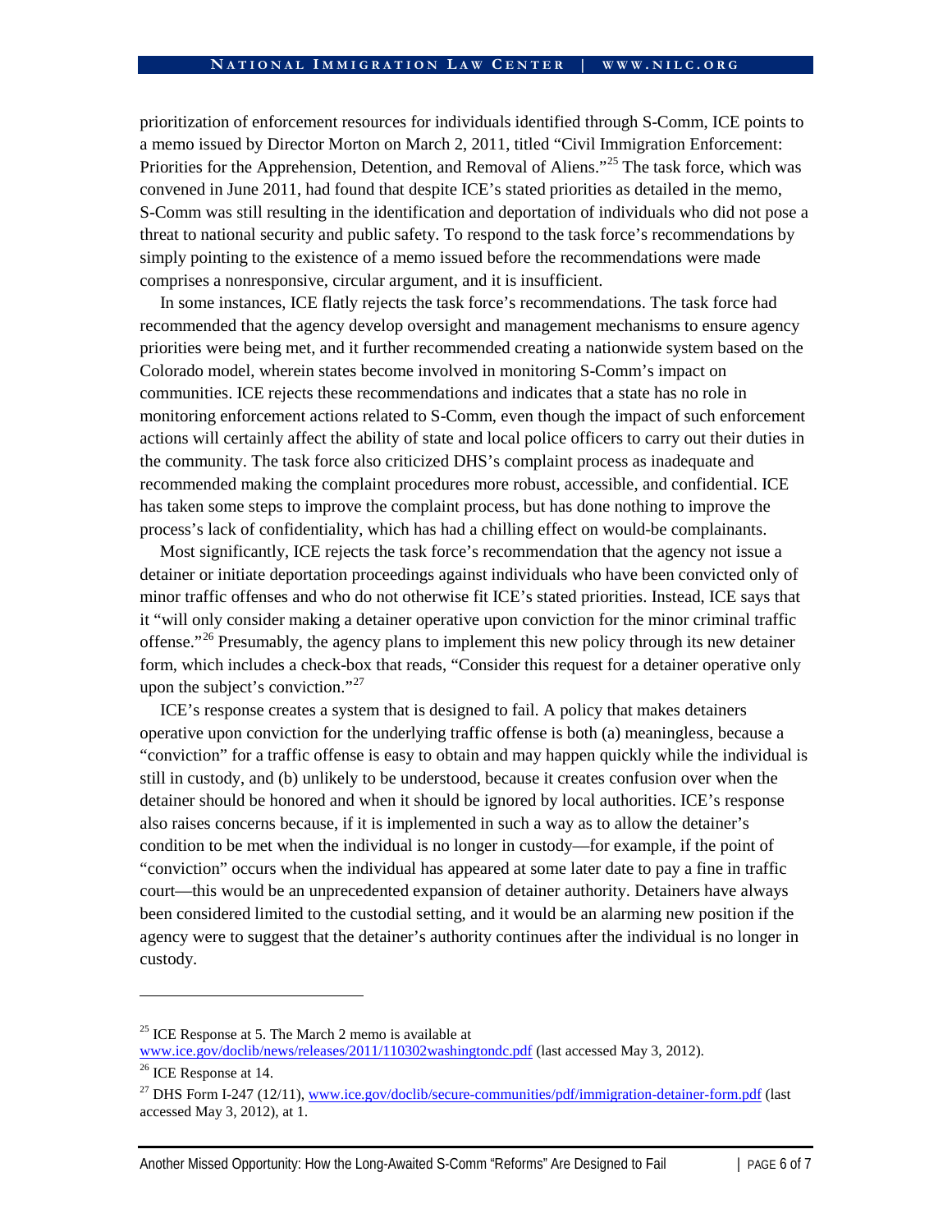prioritization of enforcement resources for individuals identified through S-Comm, ICE points to a memo issued by Director Morton on March 2, 2011, titled "Civil Immigration Enforcement: Priorities for the Apprehension, Detention, and Removal of Aliens."[25] The task force, which was convened in June 2011, had found that despite ICE's stated priorities as detailed in the memo, S-Comm was still resulting in the identification and deportation of individuals who did not pose a threat to national security and public safety. To respond to the task force's recommendations by simply pointing to the existence of a memo issued before the recommendations were made comprises a nonresponsive, circular argument, and it is insufficient.

In some instances, ICE flatly rejects the task force's recommendations. The task force had recommended that the agency develop oversight and management mechanisms to ensure agency priorities were being met, and it further recommended creating a nationwide system based on the Colorado model, wherein states become involved in monitoring S-Comm's impact on communities. ICE rejects these recommendations and indicates that a state has no role in monitoring enforcement actions related to S-Comm, even though the impact of such enforcement actions will certainly affect the ability of state and local police officers to carry out their duties in the community. The task force also criticized DHS's complaint process as inadequate and recommended making the complaint procedures more robust, accessible, and confidential. ICE has taken some steps to improve the complaint process, but has done nothing to improve the process's lack of confidentiality, which has had a chilling effect on would-be complainants.

Most significantly, ICE rejects the task force's recommendation that the agency not issue a detainer or initiate deportation proceedings against individuals who have been convicted only of minor traffic offenses and who do not otherwise fit ICE's stated priorities. Instead, ICE says that it "will only consider making a detainer operative upon conviction for the minor criminal traffic offense."[26] Presumably, the agency plans to implement this new policy through its new detainer form, which includes a check-box that reads, "Consider this request for a detainer operative only upon the subject's conviction."[27]

ICE's response creates a system that is designed to fail. A policy that makes detainers operative upon conviction for the underlying traffic offense is both (a) meaningless, because a "conviction" for a traffic offense is easy to obtain and may happen quickly while the individual is still in custody, and (b) unlikely to be understood, because it creates confusion over when the detainer should be honored and when it should be ignored by local authorities. ICE's response also raises concerns because, if it is implemented in such a way as to allow the detainer's condition to be met when the individual is no longer in custody—for example, if the point of "conviction" occurs when the individual has appeared at some later date to pay a fine in traffic court—this would be an unprecedented expansion of detainer authority. Detainers have always been considered limited to the custodial setting, and it would be an alarming new position if the agency were to suggest that the detainer's authority continues after the individual is no longer in custody.

---

[25] ICE Response at 5. The March 2 memo is available at www.ice.gov/doclib/news/releases/2011/110302washingtondc.pdf (last accessed May 3, 2012).

[26] ICE Response at 14.

[27] DHS Form I-247 (12/11), www.ice.gov/doclib/secure-communities/pdf/immigration-detainer-form.pdf (last accessed May 3, 2012), at 1.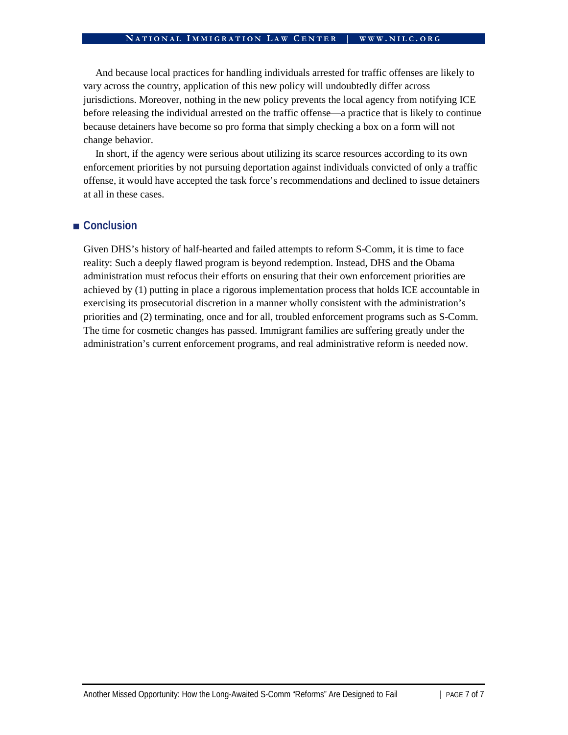And because local practices for handling individuals arrested for traffic offenses are likely to vary across the country, application of this new policy will undoubtedly differ across jurisdictions. Moreover, nothing in the new policy prevents the local agency from notifying ICE before releasing the individual arrested on the traffic offense—a practice that is likely to continue because detainers have become so pro forma that simply checking a box on a form will not change behavior.

In short, if the agency were serious about utilizing its scarce resources according to its own enforcement priorities by not pursuing deportation against individuals convicted of only a traffic offense, it would have accepted the task force's recommendations and declined to issue detainers at all in these cases.

## ■ Conclusion

Given DHS's history of half-hearted and failed attempts to reform S-Comm, it is time to face reality: Such a deeply flawed program is beyond redemption. Instead, DHS and the Obama administration must refocus their efforts on ensuring that their own enforcement priorities are achieved by (1) putting in place a rigorous implementation process that holds ICE accountable in exercising its prosecutorial discretion in a manner wholly consistent with the administration's priorities and (2) terminating, once and for all, troubled enforcement programs such as S-Comm. The time for cosmetic changes has passed. Immigrant families are suffering greatly under the administration's current enforcement programs, and real administrative reform is needed now.